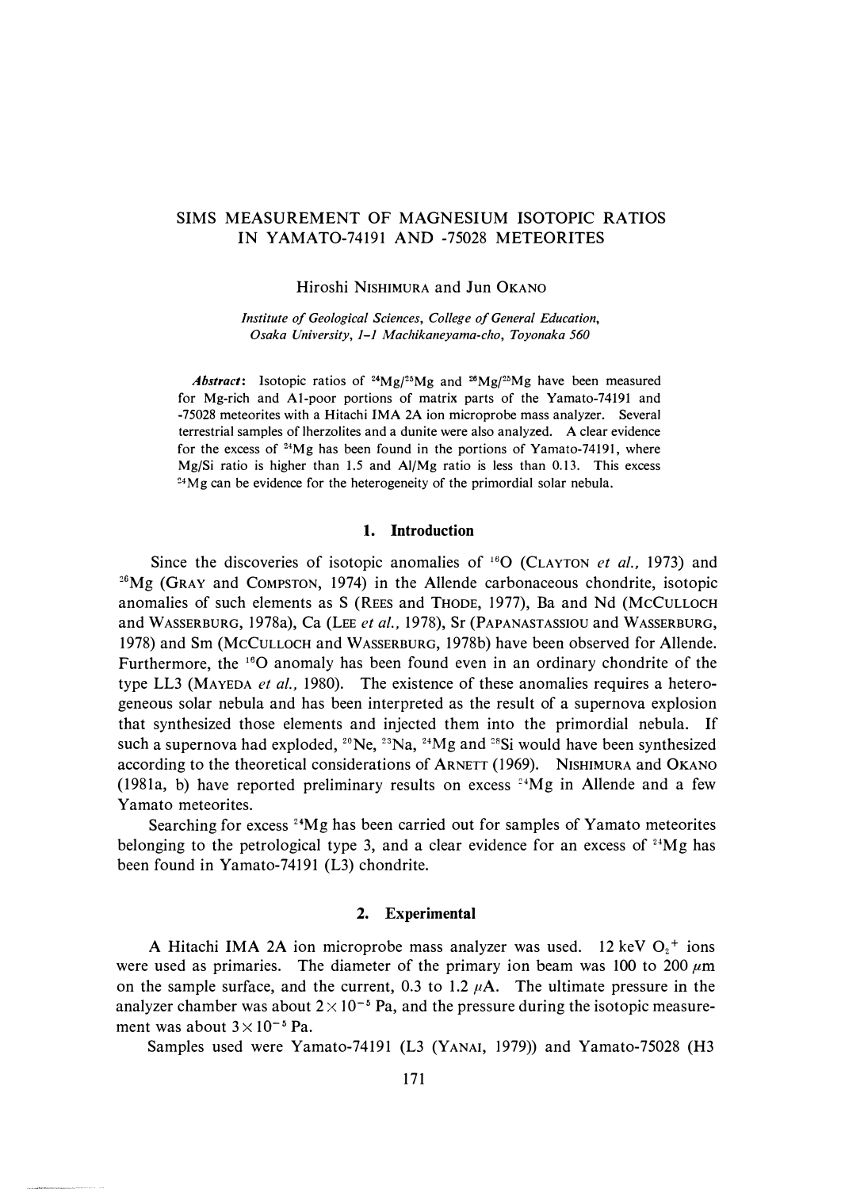# SIMS MEASUREMENT OF MAGNESIUM ISOTOPIC RATIOS IN YAMATO-74191 AND -75028 METEORITES

Hiroshi NISHIMURA and Jun OKANO

*Institute of Geological Sciences, College of General Education, Osaka University, 1-1 Machikaneyama-cho, Toyonaka 560*

***Abstract***: Isotopic ratios of $^{24}Mg/^{25}Mg$ and $^{26}Mg/^{25}Mg$ have been measured for Mg-rich and Al-poor portions of matrix parts of the Yamato-74191 and -75028 meteorites with a Hitachi IMA 2A ion microprobe mass analyzer. Several terrestrial samples of lherzolites and a dunite were also analyzed. A clear evidence for the excess of $^{24}Mg$ has been found in the portions of Yamato-74191, where Mg/Si ratio is higher than 1.5 and Al/Mg ratio is less than 0.13. This excess $^{24}Mg$ can be evidence for the heterogeneity of the primordial solar nebula.

## 1. Introduction

Since the discoveries of isotopic anomalies of $^{16}O$ (CLAYTON *et al.*, 1973) and $^{26}Mg$ (GRAY and COMPSTON, 1974) in the Allende carbonaceous chondrite, isotopic anomalies of such elements as S (REES and THODE, 1977), Ba and Nd (MCCULLOCH and WASSERBURG, 1978a), Ca (LEE *et al.*, 1978), Sr (PAPANASTASSIOU and WASSERBURG, 1978) and Sm (MCCULLOCH and WASSERBURG, 1978b) have been observed for Allende. Furthermore, the $^{16}O$ anomaly has been found even in an ordinary chondrite of the type LL3 (MAYEDA *et al.*, 1980). The existence of these anomalies requires a heterogeneous solar nebula and has been interpreted as the result of a supernova explosion that synthesized those elements and injected them into the primordial nebula. If such a supernova had exploded, $^{20}Ne$, $^{23}Na$, $^{24}Mg$ and $^{28}Si$ would have been synthesized according to the theoretical considerations of ARNETT (1969). NISHIMURA and OKANO (1981a, b) have reported preliminary results on excess $^{24}Mg$ in Allende and a few Yamato meteorites.

Searching for excess $^{24}Mg$ has been carried out for samples of Yamato meteorites belonging to the petrological type 3, and a clear evidence for an excess of $^{24}Mg$ has been found in Yamato-74191 (L3) chondrite.

## 2. Experimental

A Hitachi IMA 2A ion microprobe mass analyzer was used. 12 keV $O_2^+$ ions were used as primaries. The diameter of the primary ion beam was 100 to 200 $\mu$m on the sample surface, and the current, 0.3 to 1.2 $\mu$A. The ultimate pressure in the analyzer chamber was about $2\times10^{-5}$ Pa, and the pressure during the isotopic measurement was about $3\times10^{-5}$ Pa.

Samples used were Yamato-74191 (L3 (YANAI, 1979)) and Yamato-75028 (H3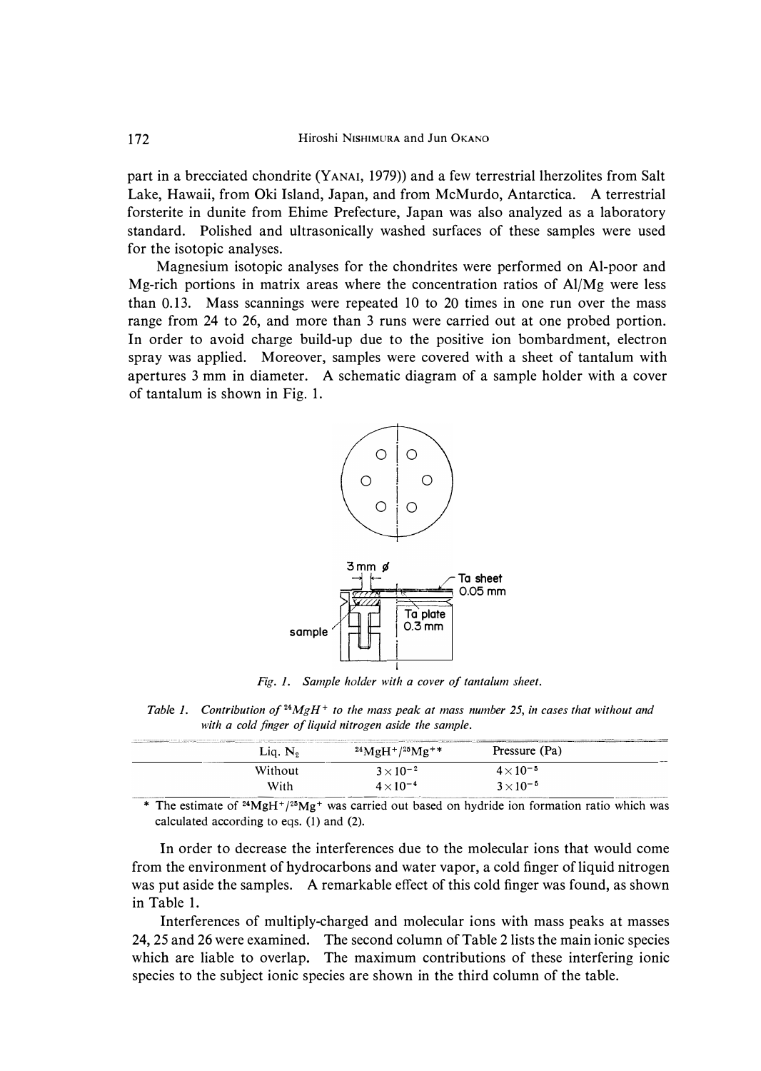part in a brecciated chondrite (YANAI, 1979)) and a few terrestrial lherzolites from Salt Lake, Hawaii, from Oki Island, Japan, and from McMurdo, Antarctica. A terrestrial forsterite in dunite from Ehime Prefecture, Japan was also analyzed as a laboratory standard. Polished and ultrasonically washed surfaces of these samples were used for the isotopic analyses.

Magnesium isotopic analyses for the chondrites were performed on Al-poor and Mg-rich portions in matrix areas where the concentration ratios of Al/Mg were less than 0.13. Mass scannings were repeated 10 to 20 times in one run over the mass range from 24 to 26, and more than 3 runs were carried out at one probed portion. In order to avoid charge build-up due to the positive ion bombardment, electron spray was applied. Moreover, samples were covered with a sheet of tantalum with apertures 3 mm in diameter. A schematic diagram of a sample holder with a cover of tantalum is shown in Fig. 1.

*Fig. 1. Sample holder with a cover of tantalum sheet.*

*Table 1. Contribution of $^{24}MgH^+$ to the mass peak at mass number 25, in cases that without and with a cold finger of liquid nitrogen aside the sample.*

| Liq. $N_2$ | $^{24}MgH^+/^{25}Mg^+$* | Pressure (Pa) |
|---|---|---|
| Without | $3\times10^{-2}$ | $4\times10^{-5}$ |
| With | $4\times10^{-4}$ | $3\times10^{-5}$ |

\* The estimate of $^{24}MgH^+/^{25}Mg^+$ was carried out based on hydride ion formation ratio which was calculated according to eqs. (1) and (2).

In order to decrease the interferences due to the molecular ions that would come from the environment of hydrocarbons and water vapor, a cold finger of liquid nitrogen was put aside the samples. A remarkable effect of this cold finger was found, as shown in Table 1.

Interferences of multiply-charged and molecular ions with mass peaks at masses 24, 25 and 26 were examined. The second column of Table 2 lists the main ionic species which are liable to overlap. The maximum contributions of these interfering ionic species to the subject ionic species are shown in the third column of the table.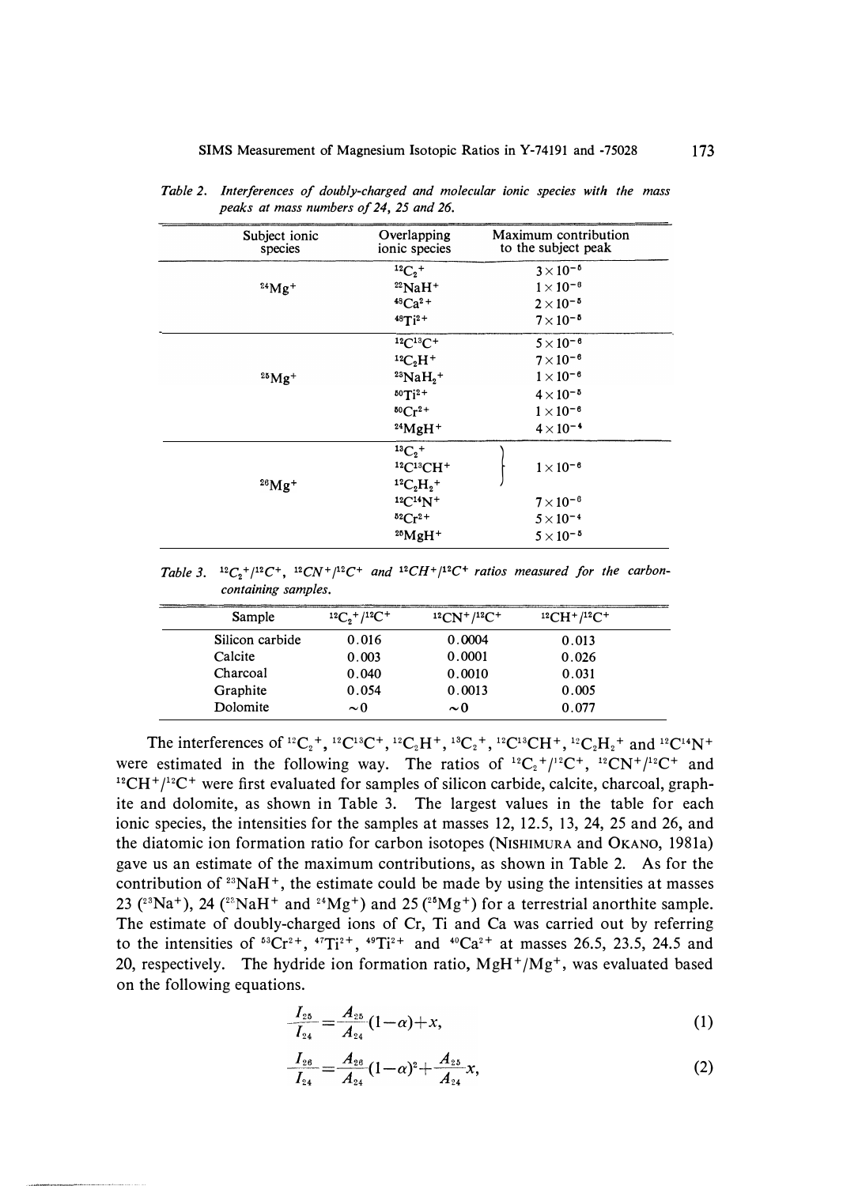*Table 2. Interferences of doubly-charged and molecular ionic species with the mass peaks at mass numbers of 24, 25 and 26.*

| Subject ionic species | Overlapping ionic species | Maximum contribution to the subject peak |
|---|---|---|
| $^{24}Mg^+$ | $^{12}C_2^+$ | $3\times10^{-5}$ |
| | $^{22}NaH^+$ | $1\times10^{-6}$ |
| | $^{48}Ca^{2+}$ | $2\times10^{-5}$ |
| | $^{48}Ti^{2+}$ | $7\times10^{-5}$ |
| $^{25}Mg^+$ | $^{12}C^{13}C^+$ | $5\times10^{-6}$ |
| | $^{12}C_2H^+$ | $7\times10^{-6}$ |
| | $^{23}NaH_2^+$ | $1\times10^{-6}$ |
| | $^{50}Ti^{2+}$ | $4\times10^{-5}$ |
| | $^{50}Cr^{2+}$ | $1\times10^{-6}$ |
| | $^{24}MgH^+$ | $4\times10^{-4}$ |
| $^{26}Mg^+$ | $^{13}C_2^+$ | $1\times10^{-6}$ |
| | $^{12}C^{13}CH^+$ | |
| | $^{12}C_2H_2^+$ | |
| | $^{12}C^{14}N^+$ | $7\times10^{-6}$ |
| | $^{52}Cr^{2+}$ | $5\times10^{-4}$ |
| | $^{25}MgH^+$ | $5\times10^{-5}$ |

*Table 3. $^{12}C_2^+/^{12}C^+$, $^{12}CN^+/^{12}C^+$ and $^{12}CH^+/^{12}C^+$ ratios measured for the carbon-containing samples.*

| Sample | $^{12}C_2^+/^{12}C^+$ | $^{12}CN^+/^{12}C^+$ | $^{12}CH^+/^{12}C^+$ |
|---|---|---|---|
| Silicon carbide | 0.016 | 0.0004 | 0.013 |
| Calcite | 0.003 | 0.0001 | 0.026 |
| Charcoal | 0.040 | 0.0010 | 0.031 |
| Graphite | 0.054 | 0.0013 | 0.005 |
| Dolomite | ~0 | ~0 | 0.077 |

The interferences of $^{12}C_2^+$, $^{12}C^{13}C^+$, $^{12}C_2H^+$, $^{13}C_2^+$, $^{12}C^{13}CH^+$, $^{12}C_2H_2^+$ and $^{12}C^{14}N^+$ were estimated in the following way. The ratios of $^{12}C_2^+/^{12}C^+$, $^{12}CN^+/^{12}C^+$ and $^{12}CH^+/^{12}C^+$ were first evaluated for samples of silicon carbide, calcite, charcoal, graphite and dolomite, as shown in Table 3. The largest values in the table for each ionic species, the intensities for the samples at masses 12, 12.5, 13, 24, 25 and 26, and the diatomic ion formation ratio for carbon isotopes (NISHIMURA and OKANO, 1981a) gave us an estimate of the maximum contributions, as shown in Table 2. As for the contribution of $^{23}NaH^+$, the estimate could be made by using the intensities at masses 23 ($^{23}Na^+$), 24 ($^{23}NaH^+$ and $^{24}Mg^+$) and 25 ($^{25}Mg^+$) for a terrestrial anorthite sample. The estimate of doubly-charged ions of Cr, Ti and Ca was carried out by referring to the intensities of $^{53}Cr^{2+}$, $^{47}Ti^{2+}$, $^{49}Ti^{2+}$ and $^{40}Ca^{2+}$ at masses 26.5, 23.5, 24.5 and 20, respectively. The hydride ion formation ratio, $MgH^+/Mg^+$, was evaluated based on the following equations.

$$\frac{I_{25}}{I_{24}}=\frac{A_{25}}{A_{24}}(1-\alpha)+x, \tag{1}$$

$$\frac{I_{26}}{I_{24}}=\frac{A_{26}}{A_{24}}(1-\alpha)^2+\frac{A_{25}}{A_{24}}x, \tag{2}$$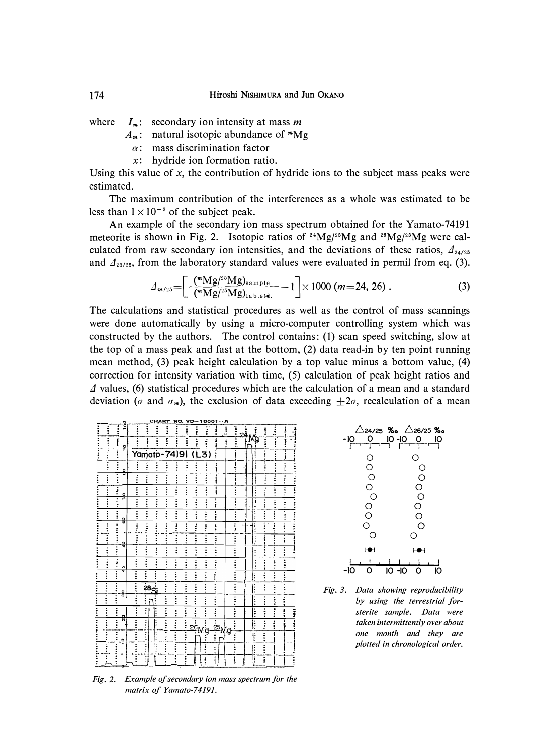where $I_m$: secondary ion intensity at mass $m$

$A_m$: natural isotopic abundance of $^{m}Mg$

$\alpha$: mass discrimination factor

$x$: hydride ion formation ratio.

Using this value of $x$, the contribution of hydride ions to the subject mass peaks were estimated.

The maximum contribution of the interferences as a whole was estimated to be less than $1\times10^{-3}$ of the subject peak.

An example of the secondary ion mass spectrum obtained for the Yamato-74191 meteorite is shown in Fig. 2. Isotopic ratios of $^{24}Mg/^{25}Mg$ and $^{26}Mg/^{25}Mg$ were calculated from raw secondary ion intensities, and the deviations of these ratios, $\Delta_{24/25}$ and $\Delta_{26/25}$, from the laboratory standard values were evaluated in permil from eq. (3).

$$\Delta_{m/25}=\left[\frac{(^{m}Mg/^{25}Mg)_{sample}}{(^{m}Mg/^{25}Mg)_{lab.std.}}-1\right]\times1000\ (m=24, 26)\ . \tag{3}$$

The calculations and statistical procedures as well as the control of mass scannings were done automatically by using a micro-computer controlling system which was constructed by the authors. The control contains: (1) scan speed switching, slow at the top of a mass peak and fast at the bottom, (2) data read-in by ten point running mean method, (3) peak height calculation by a top value minus a bottom value, (4) correction for intensity variation with time, (5) calculation of peak height ratios and $\Delta$ values, (6) statistical procedures which are the calculation of a mean and a standard deviation ($\sigma$ and $\sigma_m$), the exclusion of data exceeding $\pm2\sigma$, recalculation of a mean

*Fig. 2. Example of secondary ion mass spectrum for the matrix of Yamato-74191.*

*Fig. 3. Data showing reproducibility by using the terrestrial forsterite sample. Data were taken intermittently over about one month and they are plotted in chronological order.*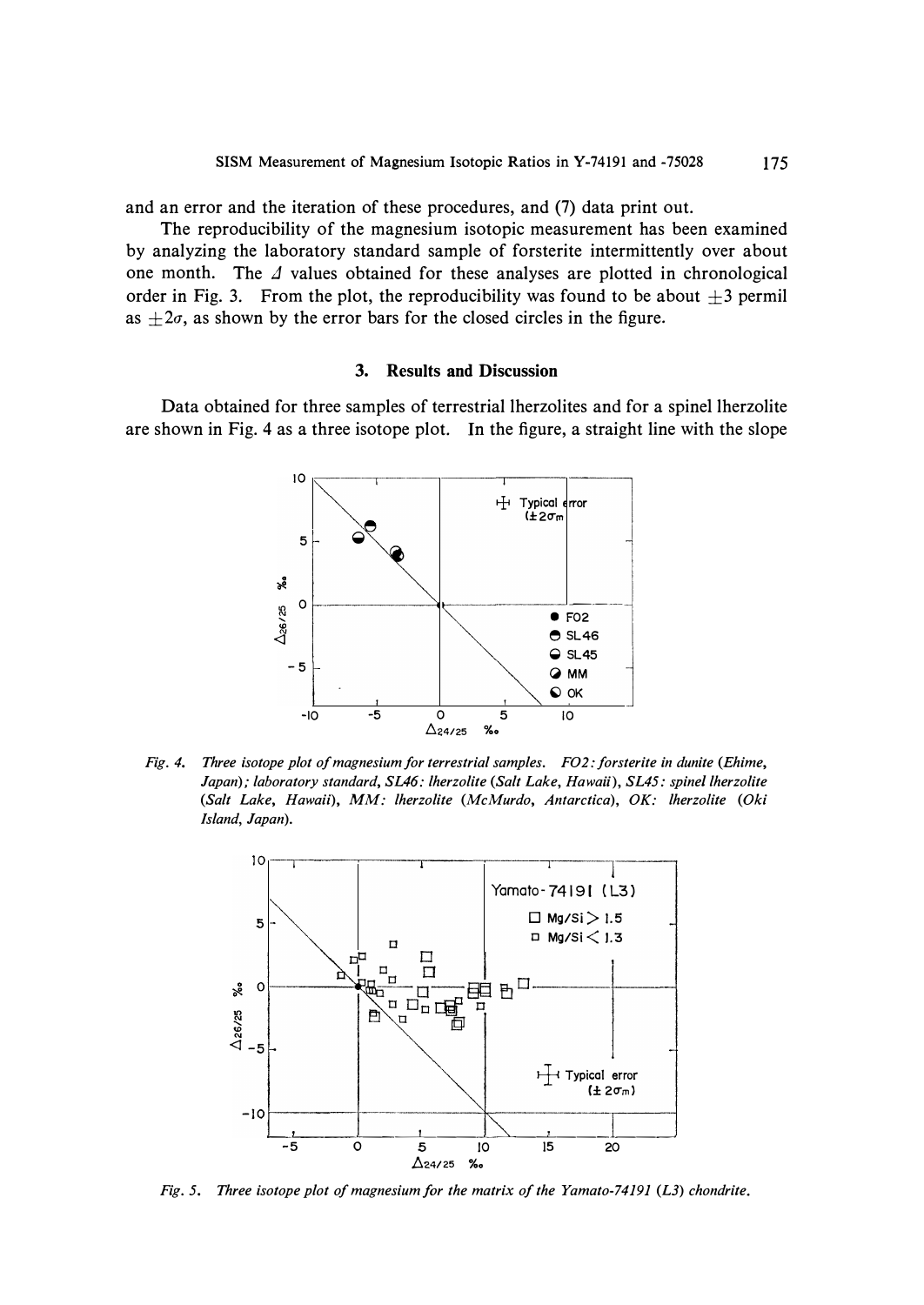and an error and the iteration of these procedures, and (7) data print out.

The reproducibility of the magnesium isotopic measurement has been examined by analyzing the laboratory standard sample of forsterite intermittently over about one month. The $\Delta$ values obtained for these analyses are plotted in chronological order in Fig. 3. From the plot, the reproducibility was found to be about $\pm 3$ permil as $\pm 2\sigma$, as shown by the error bars for the closed circles in the figure.

## 3. Results and Discussion

Data obtained for three samples of terrestrial lherzolites and for a spinel lherzolite are shown in Fig. 4 as a three isotope plot. In the figure, a straight line with the slope

*Fig. 4. Three isotope plot of magnesium for terrestrial samples. FO2: forsterite in dunite (Ehime, Japan); laboratory standard, SL46: lherzolite (Salt Lake, Hawaii), SL45: spinel lherzolite (Salt Lake, Hawaii), MM: lherzolite (McMurdo, Antarctica), OK: lherzolite (Oki Island, Japan).*

*Fig. 5. Three isotope plot of magnesium for the matrix of the Yamato-74191 (L3) chondrite.*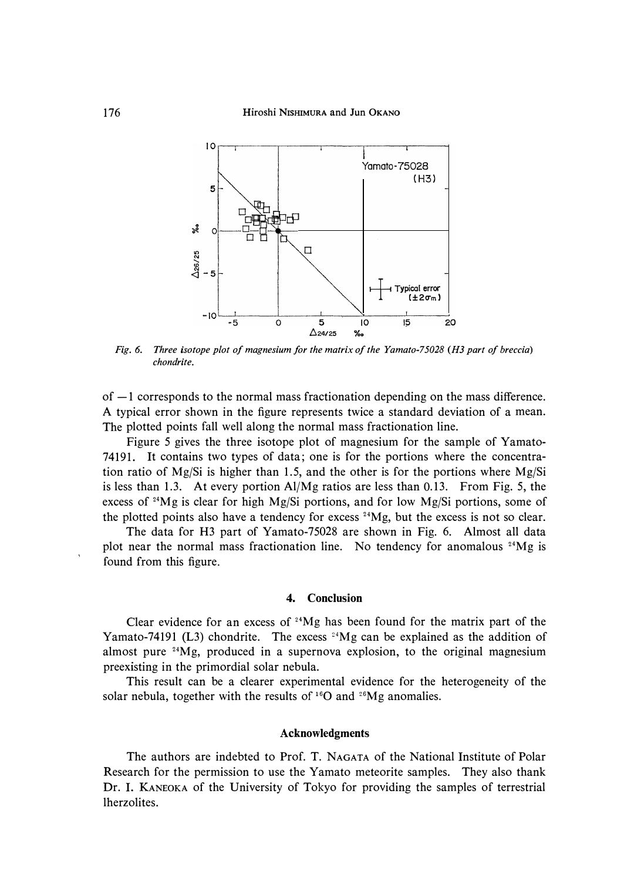*Fig. 6. Three isotope plot of magnesium for the matrix of the Yamato-75028 (H3 part of breccia) chondrite.*

of −1 corresponds to the normal mass fractionation depending on the mass difference. A typical error shown in the figure represents twice a standard deviation of a mean. The plotted points fall well along the normal mass fractionation line.

Figure 5 gives the three isotope plot of magnesium for the sample of Yamato-74191. It contains two types of data; one is for the portions where the concentration ratio of Mg/Si is higher than 1.5, and the other is for the portions where Mg/Si is less than 1.3. At every portion Al/Mg ratios are less than 0.13. From Fig. 5, the excess of $^{24}$Mg is clear for high Mg/Si portions, and for low Mg/Si portions, some of the plotted points also have a tendency for excess $^{24}$Mg, but the excess is not so clear.

The data for H3 part of Yamato-75028 are shown in Fig. 6. Almost all data plot near the normal mass fractionation line. No tendency for anomalous $^{24}$Mg is found from this figure.

## 4. Conclusion

Clear evidence for an excess of $^{24}$Mg has been found for the matrix part of the Yamato-74191 (L3) chondrite. The excess $^{24}$Mg can be explained as the addition of almost pure $^{24}$Mg, produced in a supernova explosion, to the original magnesium preexisting in the primordial solar nebula.

This result can be a clearer experimental evidence for the heterogeneity of the solar nebula, together with the results of $^{16}$O and $^{26}$Mg anomalies.

## Acknowledgments

The authors are indebted to Prof. T. NAGATA of the National Institute of Polar Research for the permission to use the Yamato meteorite samples. They also thank Dr. I. KANEOKA of the University of Tokyo for providing the samples of terrestrial lherzolites.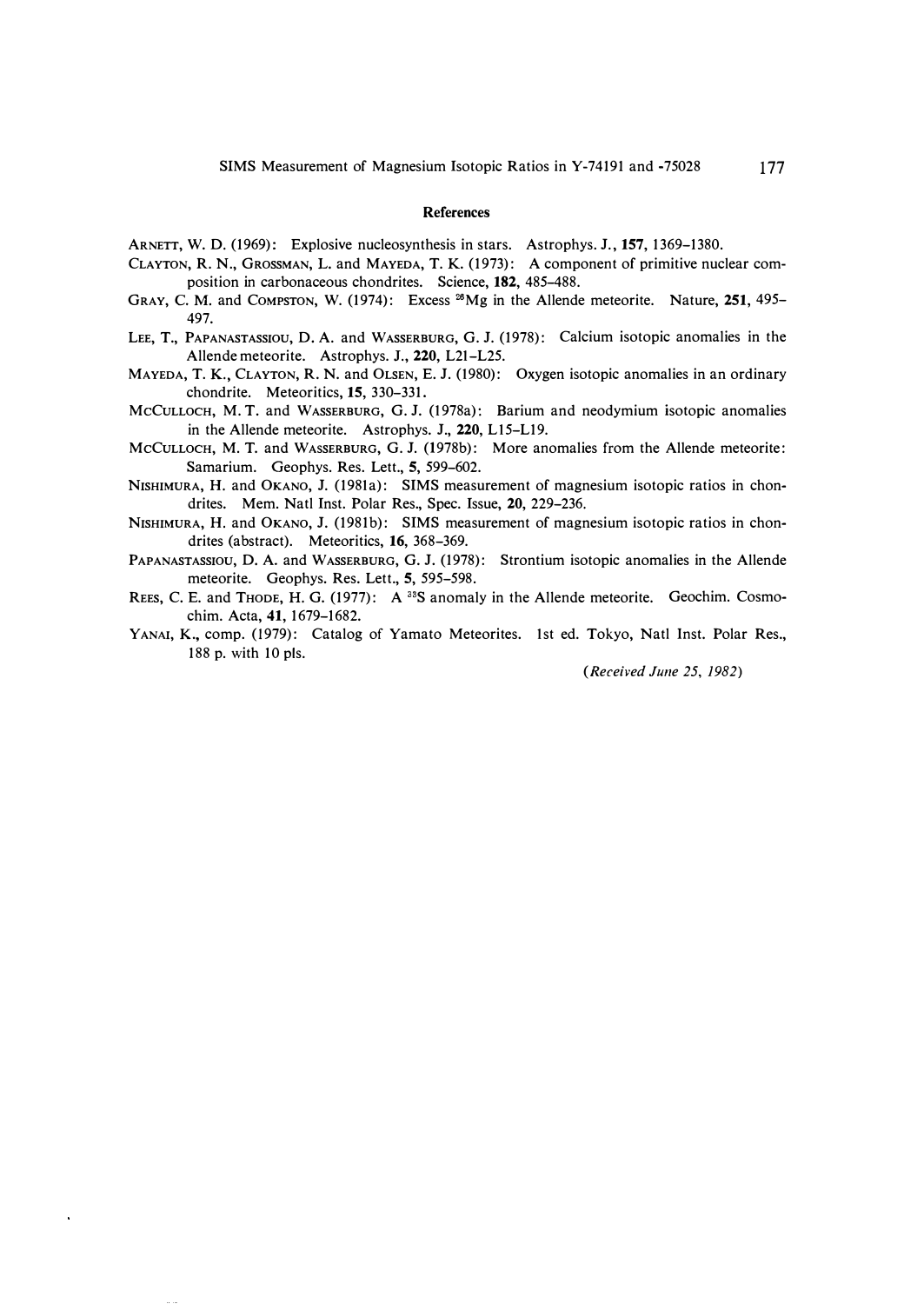## References

ARNETT, W. D. (1969): Explosive nucleosynthesis in stars. Astrophys. J., **157**, 1369–1380.

CLAYTON, R. N., GROSSMAN, L. and MAYEDA, T. K. (1973): A component of primitive nuclear composition in carbonaceous chondrites. Science, **182**, 485–488.

GRAY, C. M. and COMPSTON, W. (1974): Excess $^{26}$Mg in the Allende meteorite. Nature, **251**, 495–497.

LEE, T., PAPANASTASSIOU, D. A. and WASSERBURG, G. J. (1978): Calcium isotopic anomalies in the Allende meteorite. Astrophys. J., **220**, L21–L25.

MAYEDA, T. K., CLAYTON, R. N. and OLSEN, E. J. (1980): Oxygen isotopic anomalies in an ordinary chondrite. Meteoritics, **15**, 330–331.

MCCULLOCH, M. T. and WASSERBURG, G. J. (1978a): Barium and neodymium isotopic anomalies in the Allende meteorite. Astrophys. J., **220**, L15–L19.

MCCULLOCH, M. T. and WASSERBURG, G. J. (1978b): More anomalies from the Allende meteorite: Samarium. Geophys. Res. Lett., **5**, 599–602.

NISHIMURA, H. and OKANO, J. (1981a): SIMS measurement of magnesium isotopic ratios in chondrites. Mem. Natl Inst. Polar Res., Spec. Issue, **20**, 229–236.

NISHIMURA, H. and OKANO, J. (1981b): SIMS measurement of magnesium isotopic ratios in chondrites (abstract). Meteoritics, **16**, 368–369.

PAPANASTASSIOU, D. A. and WASSERBURG, G. J. (1978): Strontium isotopic anomalies in the Allende meteorite. Geophys. Res. Lett., **5**, 595–598.

REES, C. E. and THODE, H. G. (1977): A $^{33}$S anomaly in the Allende meteorite. Geochim. Cosmochim. Acta, **41**, 1679–1682.

YANAI, K., comp. (1979): Catalog of Yamato Meteorites. 1st ed. Tokyo, Natl Inst. Polar Res., 188 p. with 10 pls.

*(Received June 25, 1982)*